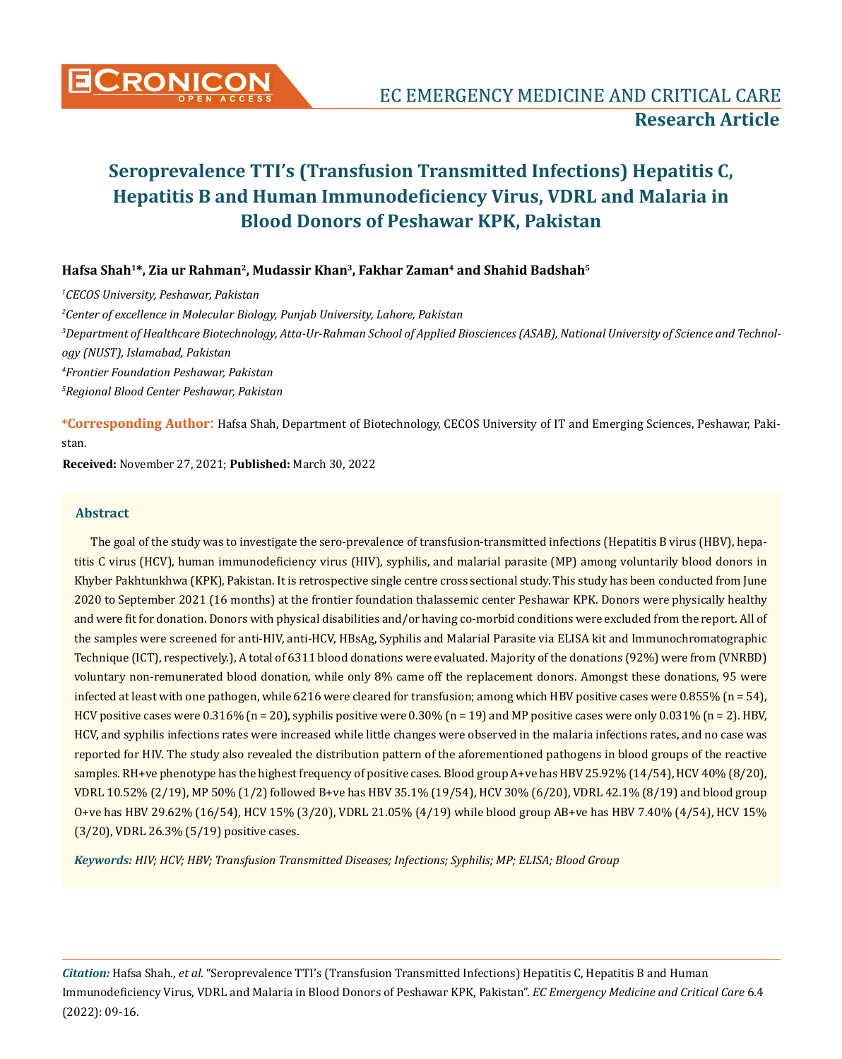EC EMERGENCY MEDICINE AND CRITICAL CARE

**Research Article**

# Seroprevalence TTI's (Transfusion Transmitted Infections) Hepatitis C, Hepatitis B and Human Immunodeficiency Virus, VDRL and Malaria in Blood Donors of Peshawar KPK, Pakistan

**Hafsa Shah[1]*, Zia ur Rahman[2], Mudassir Khan[3], Fakhar Zaman[4] and Shahid Badshah[5]**

*[1]CECOS University, Peshawar, Pakistan*

*[2]Center of excellence in Molecular Biology, Punjab University, Lahore, Pakistan*

*[3]Department of Healthcare Biotechnology, Atta-Ur-Rahman School of Applied Biosciences (ASAB), National University of Science and Technology (NUST), Islamabad, Pakistan*

*[4]Frontier Foundation Peshawar, Pakistan*

*[5]Regional Blood Center Peshawar, Pakistan*

**\*Corresponding Author:** Hafsa Shah, Department of Biotechnology, CECOS University of IT and Emerging Sciences, Peshawar, Pakistan.

**Received:** November 27, 2021; **Published:** March 30, 2022

## Abstract

The goal of the study was to investigate the sero-prevalence of transfusion-transmitted infections (Hepatitis B virus (HBV), hepatitis C virus (HCV), human immunodeficiency virus (HIV), syphilis, and malarial parasite (MP) among voluntarily blood donors in Khyber Pakhtunkhwa (KPK), Pakistan. It is retrospective single centre cross sectional study. This study has been conducted from June 2020 to September 2021 (16 months) at the frontier foundation thalassemic center Peshawar KPK. Donors were physically healthy and were fit for donation. Donors with physical disabilities and/or having co-morbid conditions were excluded from the report. All of the samples were screened for anti-HIV, anti-HCV, HBsAg, Syphilis and Malarial Parasite via ELISA kit and Immunochromatographic Technique (ICT), respectively.), A total of 6311 blood donations were evaluated. Majority of the donations (92%) were from (VNRBD) voluntary non-remunerated blood donation, while only 8% came off the replacement donors. Amongst these donations, 95 were infected at least with one pathogen, while 6216 were cleared for transfusion; among which HBV positive cases were 0.855% (n = 54), HCV positive cases were 0.316% (n = 20), syphilis positive were 0.30% (n = 19) and MP positive cases were only 0.031% (n = 2). HBV, HCV, and syphilis infections rates were increased while little changes were observed in the malaria infections rates, and no case was reported for HIV. The study also revealed the distribution pattern of the aforementioned pathogens in blood groups of the reactive samples. RH+ve phenotype has the highest frequency of positive cases. Blood group A+ve has HBV 25.92% (14/54), HCV 40% (8/20), VDRL 10.52% (2/19), MP 50% (1/2) followed B+ve has HBV 35.1% (19/54), HCV 30% (6/20), VDRL 42.1% (8/19) and blood group O+ve has HBV 29.62% (16/54), HCV 15% (3/20), VDRL 21.05% (4/19) while blood group AB+ve has HBV 7.40% (4/54), HCV 15% (3/20), VDRL 26.3% (5/19) positive cases.

***Keywords:*** *HIV; HCV; HBV; Transfusion Transmitted Diseases; Infections; Syphilis; MP; ELISA; Blood Group*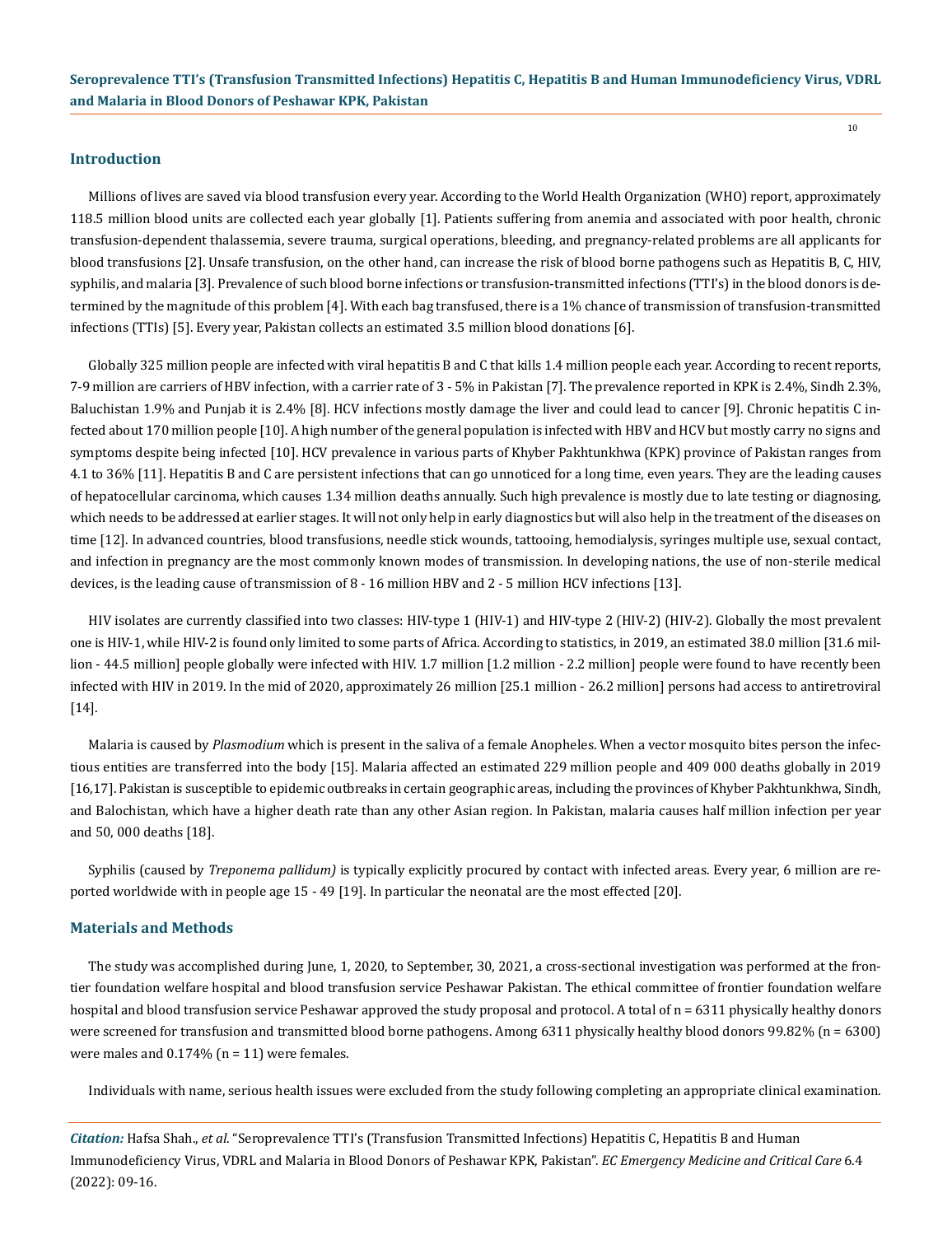## Introduction

Millions of lives are saved via blood transfusion every year. According to the World Health Organization (WHO) report, approximately 118.5 million blood units are collected each year globally [1]. Patients suffering from anemia and associated with poor health, chronic transfusion-dependent thalassemia, severe trauma, surgical operations, bleeding, and pregnancy-related problems are all applicants for blood transfusions [2]. Unsafe transfusion, on the other hand, can increase the risk of blood borne pathogens such as Hepatitis B, C, HIV, syphilis, and malaria [3]. Prevalence of such blood borne infections or transfusion-transmitted infections (TTI's) in the blood donors is determined by the magnitude of this problem [4]. With each bag transfused, there is a 1% chance of transmission of transfusion-transmitted infections (TTIs) [5]. Every year, Pakistan collects an estimated 3.5 million blood donations [6].

Globally 325 million people are infected with viral hepatitis B and C that kills 1.4 million people each year. According to recent reports, 7-9 million are carriers of HBV infection, with a carrier rate of 3 - 5% in Pakistan [7]. The prevalence reported in KPK is 2.4%, Sindh 2.3%, Baluchistan 1.9% and Punjab it is 2.4% [8]. HCV infections mostly damage the liver and could lead to cancer [9]. Chronic hepatitis C infected about 170 million people [10]. A high number of the general population is infected with HBV and HCV but mostly carry no signs and symptoms despite being infected [10]. HCV prevalence in various parts of Khyber Pakhtunkhwa (KPK) province of Pakistan ranges from 4.1 to 36% [11]. Hepatitis B and C are persistent infections that can go unnoticed for a long time, even years. They are the leading causes of hepatocellular carcinoma, which causes 1.34 million deaths annually. Such high prevalence is mostly due to late testing or diagnosing, which needs to be addressed at earlier stages. It will not only help in early diagnostics but will also help in the treatment of the diseases on time [12]. In advanced countries, blood transfusions, needle stick wounds, tattooing, hemodialysis, syringes multiple use, sexual contact, and infection in pregnancy are the most commonly known modes of transmission. In developing nations, the use of non-sterile medical devices, is the leading cause of transmission of 8 - 16 million HBV and 2 - 5 million HCV infections [13].

HIV isolates are currently classified into two classes: HIV-type 1 (HIV-1) and HIV-type 2 (HIV-2) (HIV-2). Globally the most prevalent one is HIV-1, while HIV-2 is found only limited to some parts of Africa. According to statistics, in 2019, an estimated 38.0 million [31.6 million - 44.5 million] people globally were infected with HIV. 1.7 million [1.2 million - 2.2 million] people were found to have recently been infected with HIV in 2019. In the mid of 2020, approximately 26 million [25.1 million - 26.2 million] persons had access to antiretroviral [14].

Malaria is caused by *Plasmodium* which is present in the saliva of a female Anopheles. When a vector mosquito bites person the infectious entities are transferred into the body [15]. Malaria affected an estimated 229 million people and 409 000 deaths globally in 2019 [16,17]. Pakistan is susceptible to epidemic outbreaks in certain geographic areas, including the provinces of Khyber Pakhtunkhwa, Sindh, and Balochistan, which have a higher death rate than any other Asian region. In Pakistan, malaria causes half million infection per year and 50, 000 deaths [18].

Syphilis (caused by *Treponema pallidum)* is typically explicitly procured by contact with infected areas. Every year, 6 million are reported worldwide with in people age 15 - 49 [19]. In particular the neonatal are the most effected [20].

## Materials and Methods

The study was accomplished during June, 1, 2020, to September, 30, 2021, a cross-sectional investigation was performed at the frontier foundation welfare hospital and blood transfusion service Peshawar Pakistan. The ethical committee of frontier foundation welfare hospital and blood transfusion service Peshawar approved the study proposal and protocol. A total of n = 6311 physically healthy donors were screened for transfusion and transmitted blood borne pathogens. Among 6311 physically healthy blood donors 99.82% (n = 6300) were males and 0.174% (n = 11) were females.

Individuals with name, serious health issues were excluded from the study following completing an appropriate clinical examination.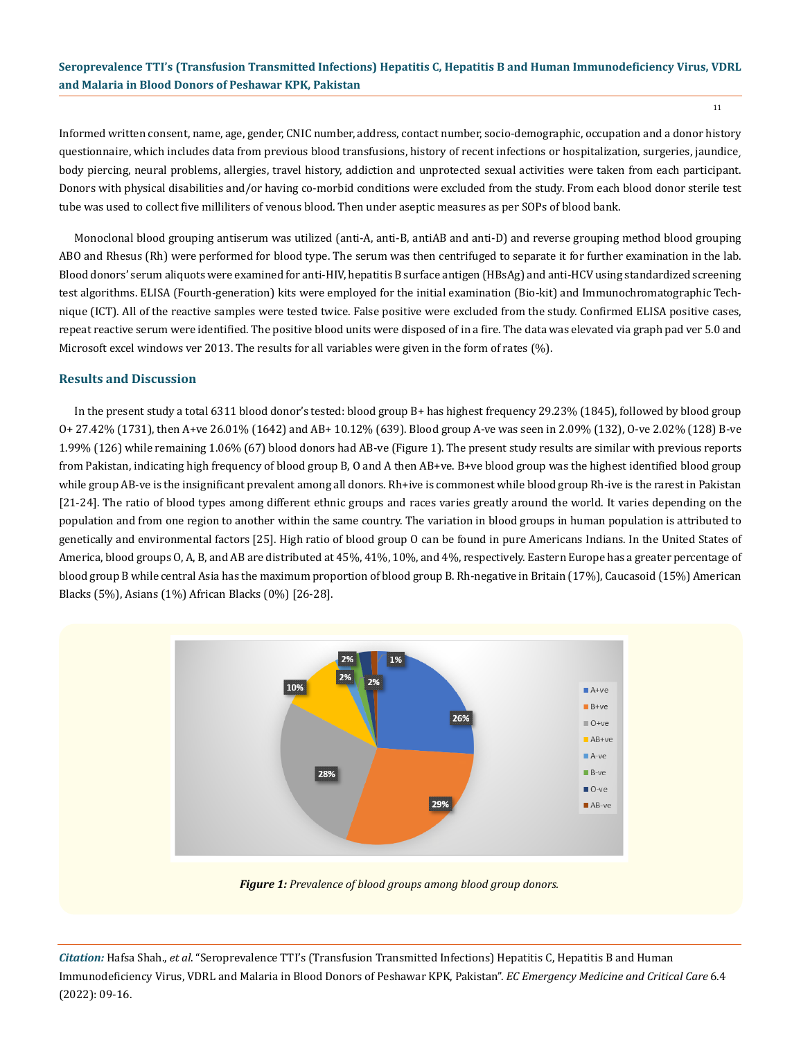Informed written consent, name, age, gender, CNIC number, address, contact number, socio-demographic, occupation and a donor history questionnaire, which includes data from previous blood transfusions, history of recent infections or hospitalization, surgeries, jaundice, body piercing, neural problems, allergies, travel history, addiction and unprotected sexual activities were taken from each participant. Donors with physical disabilities and/or having co-morbid conditions were excluded from the study. From each blood donor sterile test tube was used to collect five milliliters of venous blood. Then under aseptic measures as per SOPs of blood bank.

Monoclonal blood grouping antiserum was utilized (anti-A, anti-B, antiAB and anti-D) and reverse grouping method blood grouping ABO and Rhesus (Rh) were performed for blood type. The serum was then centrifuged to separate it for further examination in the lab. Blood donors' serum aliquots were examined for anti-HIV, hepatitis B surface antigen (HBsAg) and anti-HCV using standardized screening test algorithms. ELISA (Fourth-generation) kits were employed for the initial examination (Bio-kit) and Immunochromatographic Technique (ICT). All of the reactive samples were tested twice. False positive were excluded from the study. Confirmed ELISA positive cases, repeat reactive serum were identified. The positive blood units were disposed of in a fire. The data was elevated via graph pad ver 5.0 and Microsoft excel windows ver 2013. The results for all variables were given in the form of rates (%).

## Results and Discussion

In the present study a total 6311 blood donor's tested: blood group B+ has highest frequency 29.23% (1845), followed by blood group O+ 27.42% (1731), then A+ve 26.01% (1642) and AB+ 10.12% (639). Blood group A-ve was seen in 2.09% (132), O-ve 2.02% (128) B-ve 1.99% (126) while remaining 1.06% (67) blood donors had AB-ve (Figure 1). The present study results are similar with previous reports from Pakistan, indicating high frequency of blood group B, O and A then AB+ve. B+ve blood group was the highest identified blood group while group AB-ve is the insignificant prevalent among all donors. Rh+ive is commonest while blood group Rh-ive is the rarest in Pakistan [21-24]. The ratio of blood types among different ethnic groups and races varies greatly around the world. It varies depending on the population and from one region to another within the same country. The variation in blood groups in human population is attributed to genetically and environmental factors [25]. High ratio of blood group O can be found in pure Americans Indians. In the United States of America, blood groups O, A, B, and AB are distributed at 45%, 41%, 10%, and 4%, respectively. Eastern Europe has a greater percentage of blood group B while central Asia has the maximum proportion of blood group B. Rh-negative in Britain (17%), Caucasoid (15%) American Blacks (5%), Asians (1%) African Blacks (0%) [26-28].

***Figure 1:*** *Prevalence of blood groups among blood group donors.*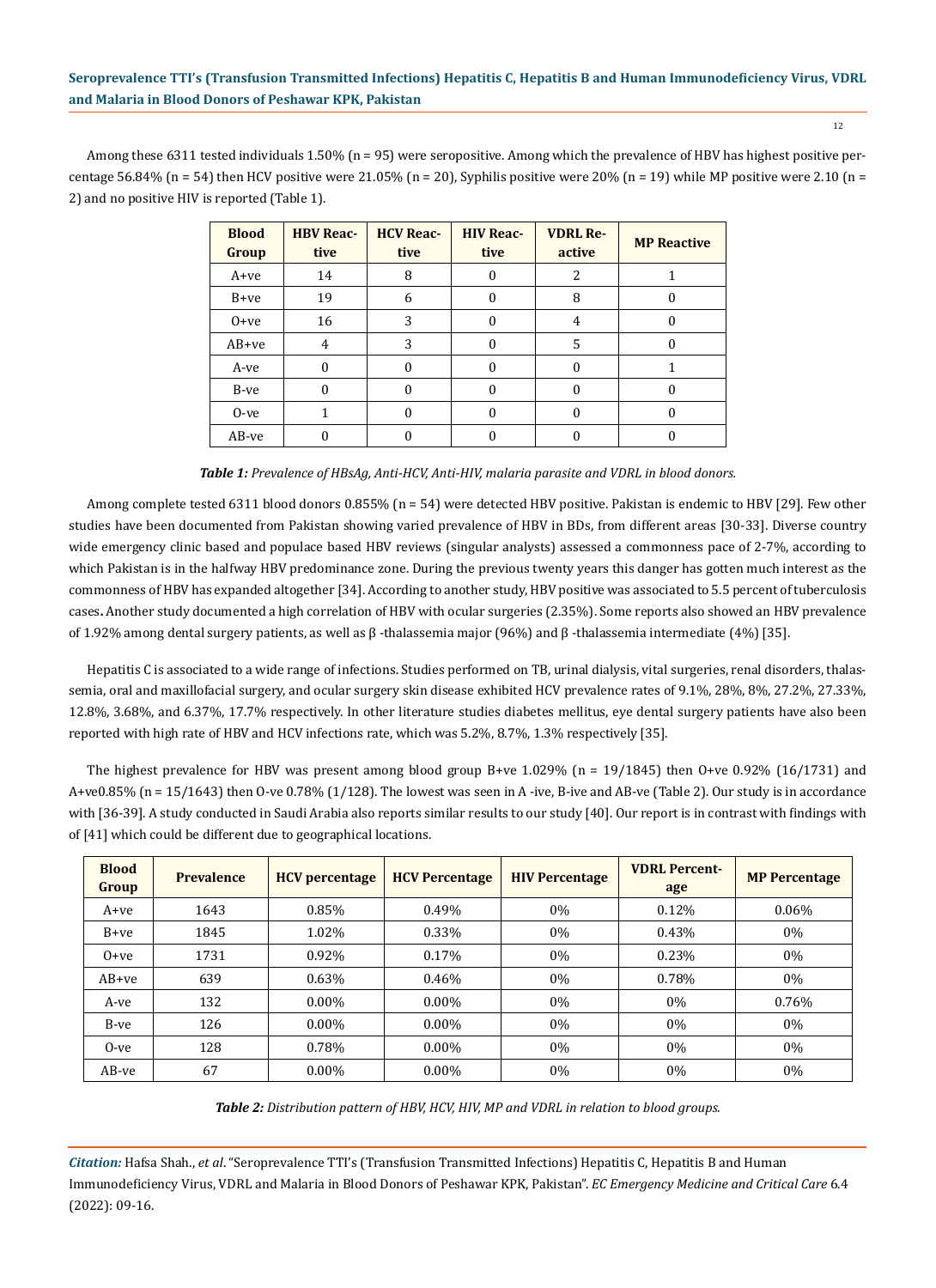Among these 6311 tested individuals 1.50% (n = 95) were seropositive. Among which the prevalence of HBV has highest positive percentage 56.84% (n = 54) then HCV positive were 21.05% (n = 20), Syphilis positive were 20% (n = 19) while MP positive were 2.10 (n = 2) and no positive HIV is reported (Table 1).

| Blood Group | HBV Reactive | HCV Reactive | HIV Reactive | VDRL Reactive | MP Reactive |
|---|---|---|---|---|---|
| A+ve | 14 | 8 | 0 | 2 | 1 |
| B+ve | 19 | 6 | 0 | 8 | 0 |
| O+ve | 16 | 3 | 0 | 4 | 0 |
| AB+ve | 4 | 3 | 0 | 5 | 0 |
| A-ve | 0 | 0 | 0 | 0 | 1 |
| B-ve | 0 | 0 | 0 | 0 | 0 |
| O-ve | 1 | 0 | 0 | 0 | 0 |
| AB-ve | 0 | 0 | 0 | 0 | 0 |

***Table 1:*** *Prevalence of HBsAg, Anti-HCV, Anti-HIV, malaria parasite and VDRL in blood donors.*

Among complete tested 6311 blood donors 0.855% (n = 54) were detected HBV positive. Pakistan is endemic to HBV [29]. Few other studies have been documented from Pakistan showing varied prevalence of HBV in BDs, from different areas [30-33]. Diverse country wide emergency clinic based and populace based HBV reviews (singular analysts) assessed a commonness pace of 2-7%, according to which Pakistan is in the halfway HBV predominance zone. During the previous twenty years this danger has gotten much interest as the commonness of HBV has expanded altogether [34]. According to another study, HBV positive was associated to 5.5 percent of tuberculosis cases**.** Another study documented a high correlation of HBV with ocular surgeries (2.35%). Some reports also showed an HBV prevalence of 1.92% among dental surgery patients, as well as β -thalassemia major (96%) and β -thalassemia intermediate (4%) [35].

Hepatitis C is associated to a wide range of infections. Studies performed on TB, urinal dialysis, vital surgeries, renal disorders, thalassemia, oral and maxillofacial surgery, and ocular surgery skin disease exhibited HCV prevalence rates of 9.1%, 28%, 8%, 27.2%, 27.33%, 12.8%, 3.68%, and 6.37%, 17.7% respectively. In other literature studies diabetes mellitus, eye dental surgery patients have also been reported with high rate of HBV and HCV infections rate, which was 5.2%, 8.7%, 1.3% respectively [35].

The highest prevalence for HBV was present among blood group B+ve 1.029% (n = 19/1845) then O+ve 0.92% (16/1731) and A+ve0.85% (n = 15/1643) then O-ve 0.78% (1/128). The lowest was seen in A -ive, B-ive and AB-ve (Table 2). Our study is in accordance with [36-39]. A study conducted in Saudi Arabia also reports similar results to our study [40]. Our report is in contrast with findings with of [41] which could be different due to geographical locations.

| Blood Group | Prevalence | HCV percentage | HCV Percentage | HIV Percentage | VDRL Percentage | MP Percentage |
|---|---|---|---|---|---|---|
| A+ve | 1643 | 0.85% | 0.49% | 0% | 0.12% | 0.06% |
| B+ve | 1845 | 1.02% | 0.33% | 0% | 0.43% | 0% |
| O+ve | 1731 | 0.92% | 0.17% | 0% | 0.23% | 0% |
| AB+ve | 639 | 0.63% | 0.46% | 0% | 0.78% | 0% |
| A-ve | 132 | 0.00% | 0.00% | 0% | 0% | 0.76% |
| B-ve | 126 | 0.00% | 0.00% | 0% | 0% | 0% |
| O-ve | 128 | 0.78% | 0.00% | 0% | 0% | 0% |
| AB-ve | 67 | 0.00% | 0.00% | 0% | 0% | 0% |

***Table 2:*** *Distribution pattern of HBV, HCV, HIV, MP and VDRL in relation to blood groups.*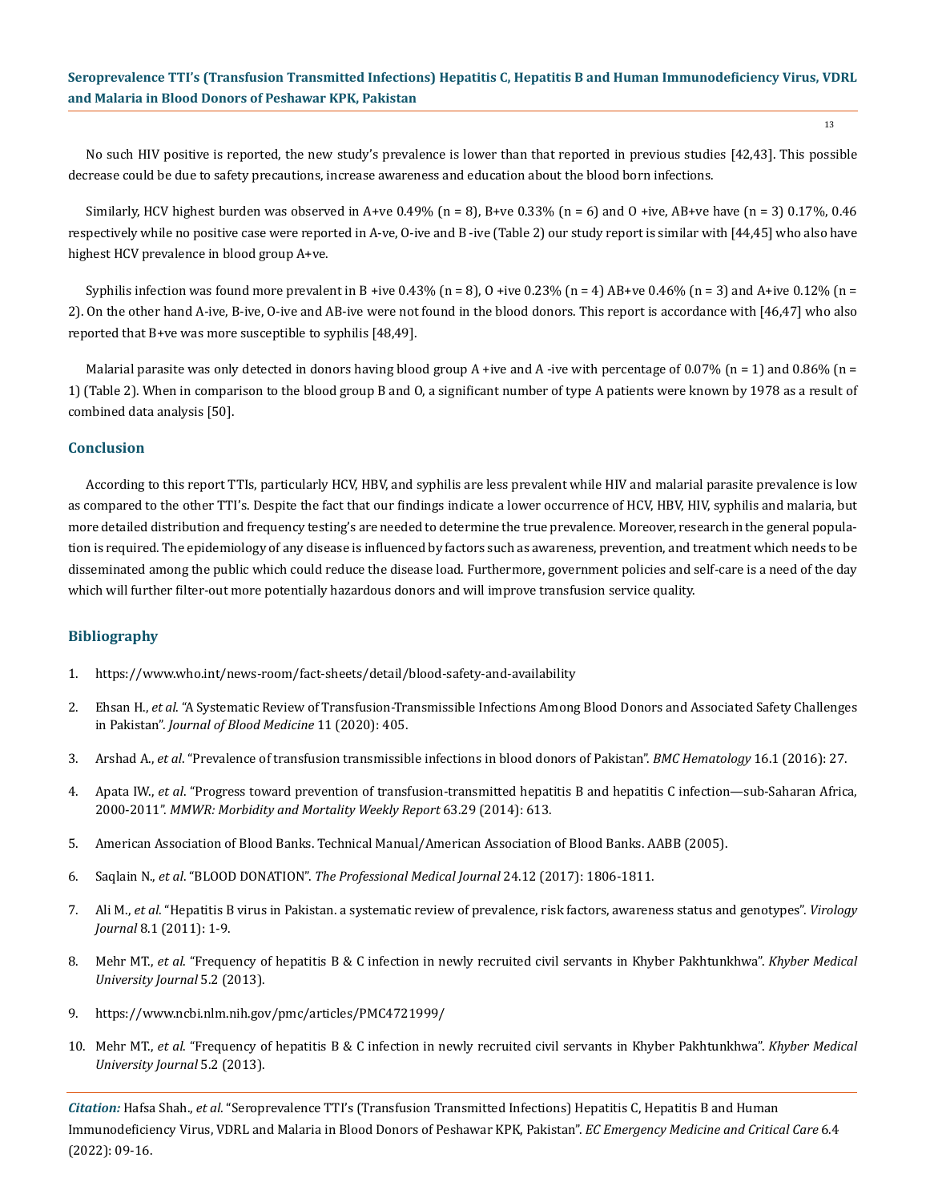No such HIV positive is reported, the new study's prevalence is lower than that reported in previous studies [42,43]. This possible decrease could be due to safety precautions, increase awareness and education about the blood born infections.

Similarly, HCV highest burden was observed in A+ve 0.49% (n = 8), B+ve 0.33% (n = 6) and O +ive, AB+ve have (n = 3) 0.17%, 0.46 respectively while no positive case were reported in A-ve, O-ive and B -ive (Table 2) our study report is similar with [44,45] who also have highest HCV prevalence in blood group A+ve.

Syphilis infection was found more prevalent in B +ive 0.43% (n = 8), O +ive 0.23% (n = 4) AB+ve 0.46% (n = 3) and A+ive 0.12% (n = 2). On the other hand A-ive, B-ive, O-ive and AB-ive were not found in the blood donors. This report is accordance with [46,47] who also reported that B+ve was more susceptible to syphilis [48,49].

Malarial parasite was only detected in donors having blood group A +ive and A -ive with percentage of 0.07% (n = 1) and 0.86% (n = 1) (Table 2). When in comparison to the blood group B and O, a significant number of type A patients were known by 1978 as a result of combined data analysis [50].

## Conclusion

According to this report TTIs, particularly HCV, HBV, and syphilis are less prevalent while HIV and malarial parasite prevalence is low as compared to the other TTI's. Despite the fact that our findings indicate a lower occurrence of HCV, HBV, HIV, syphilis and malaria, but more detailed distribution and frequency testing's are needed to determine the true prevalence. Moreover, research in the general population is required. The epidemiology of any disease is influenced by factors such as awareness, prevention, and treatment which needs to be disseminated among the public which could reduce the disease load. Furthermore, government policies and self-care is a need of the day which will further filter-out more potentially hazardous donors and will improve transfusion service quality.

## Bibliography

1. https://www.who.int/news-room/fact-sheets/detail/blood-safety-and-availability
2. Ehsan H., *et al*. "A Systematic Review of Transfusion-Transmissible Infections Among Blood Donors and Associated Safety Challenges in Pakistan". *Journal of Blood Medicine* 11 (2020): 405.
3. Arshad A., *et al*. "Prevalence of transfusion transmissible infections in blood donors of Pakistan". *BMC Hematology* 16.1 (2016): 27.
4. Apata IW., *et al*. "Progress toward prevention of transfusion-transmitted hepatitis B and hepatitis C infection—sub-Saharan Africa, 2000-2011". *MMWR: Morbidity and Mortality Weekly Report* 63.29 (2014): 613.
5. American Association of Blood Banks. Technical Manual/American Association of Blood Banks. AABB (2005).
6. Saqlain N., *et al*. "BLOOD DONATION". *The Professional Medical Journal* 24.12 (2017): 1806-1811.
7. Ali M., *et al*. "Hepatitis B virus in Pakistan. a systematic review of prevalence, risk factors, awareness status and genotypes". *Virology Journal* 8.1 (2011): 1-9.
8. Mehr MT., *et al*. "Frequency of hepatitis B & C infection in newly recruited civil servants in Khyber Pakhtunkhwa". *Khyber Medical University Journal* 5.2 (2013).
9. https://www.ncbi.nlm.nih.gov/pmc/articles/PMC4721999/
10. Mehr MT., *et al*. "Frequency of hepatitis B & C infection in newly recruited civil servants in Khyber Pakhtunkhwa". *Khyber Medical University Journal* 5.2 (2013).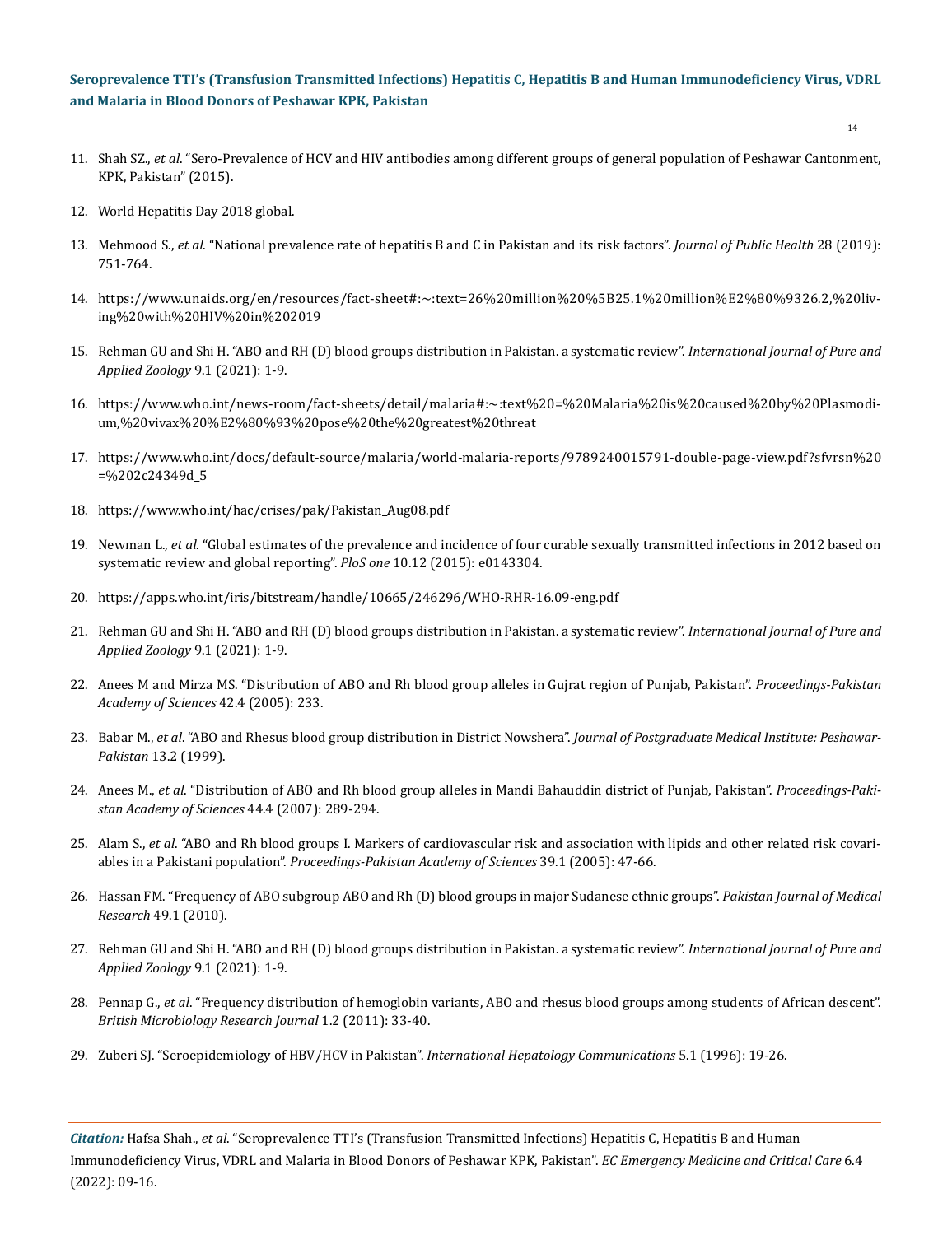11. Shah SZ., *et al*. "Sero-Prevalence of HCV and HIV antibodies among different groups of general population of Peshawar Cantonment, KPK, Pakistan" (2015).
12. World Hepatitis Day 2018 global.
13. Mehmood S., *et al*. "National prevalence rate of hepatitis B and C in Pakistan and its risk factors". *Journal of Public Health* 28 (2019): 751-764.
14. https://www.unaids.org/en/resources/fact-sheet#:~:text=26%20million%20%5B25.1%20million%E2%80%9326.2,%20living%20with%20HIV%20in%202019
15. Rehman GU and Shi H. "ABO and RH (D) blood groups distribution in Pakistan. a systematic review". *International Journal of Pure and Applied Zoology* 9.1 (2021): 1-9.
16. https://www.who.int/news-room/fact-sheets/detail/malaria#:~:text%20=%20Malaria%20is%20caused%20by%20Plasmodium,%20vivax%20%E2%80%93%20pose%20the%20greatest%20threat
17. https://www.who.int/docs/default-source/malaria/world-malaria-reports/9789240015791-double-page-view.pdf?sfvrsn%20=%202c24349d_5
18. https://www.who.int/hac/crises/pak/Pakistan_Aug08.pdf
19. Newman L., *et al*. "Global estimates of the prevalence and incidence of four curable sexually transmitted infections in 2012 based on systematic review and global reporting". *PloS one* 10.12 (2015): e0143304.
20. https://apps.who.int/iris/bitstream/handle/10665/246296/WHO-RHR-16.09-eng.pdf
21. Rehman GU and Shi H. "ABO and RH (D) blood groups distribution in Pakistan. a systematic review". *International Journal of Pure and Applied Zoology* 9.1 (2021): 1-9.
22. Anees M and Mirza MS. "Distribution of ABO and Rh blood group alleles in Gujrat region of Punjab, Pakistan". *Proceedings-Pakistan Academy of Sciences* 42.4 (2005): 233.
23. Babar M., *et al*. "ABO and Rhesus blood group distribution in District Nowshera". *Journal of Postgraduate Medical Institute: Peshawar-Pakistan* 13.2 (1999).
24. Anees M., *et al*. "Distribution of ABO and Rh blood group alleles in Mandi Bahauddin district of Punjab, Pakistan". *Proceedings-Pakistan Academy of Sciences* 44.4 (2007): 289-294.
25. Alam S., *et al*. "ABO and Rh blood groups I. Markers of cardiovascular risk and association with lipids and other related risk covariables in a Pakistani population". *Proceedings-Pakistan Academy of Sciences* 39.1 (2005): 47-66.
26. Hassan FM. "Frequency of ABO subgroup ABO and Rh (D) blood groups in major Sudanese ethnic groups". *Pakistan Journal of Medical Research* 49.1 (2010).
27. Rehman GU and Shi H. "ABO and RH (D) blood groups distribution in Pakistan. a systematic review". *International Journal of Pure and Applied Zoology* 9.1 (2021): 1-9.
28. Pennap G., *et al*. "Frequency distribution of hemoglobin variants, ABO and rhesus blood groups among students of African descent". *British Microbiology Research Journal* 1.2 (2011): 33-40.
29. Zuberi SJ. "Seroepidemiology of HBV/HCV in Pakistan". *International Hepatology Communications* 5.1 (1996): 19-26.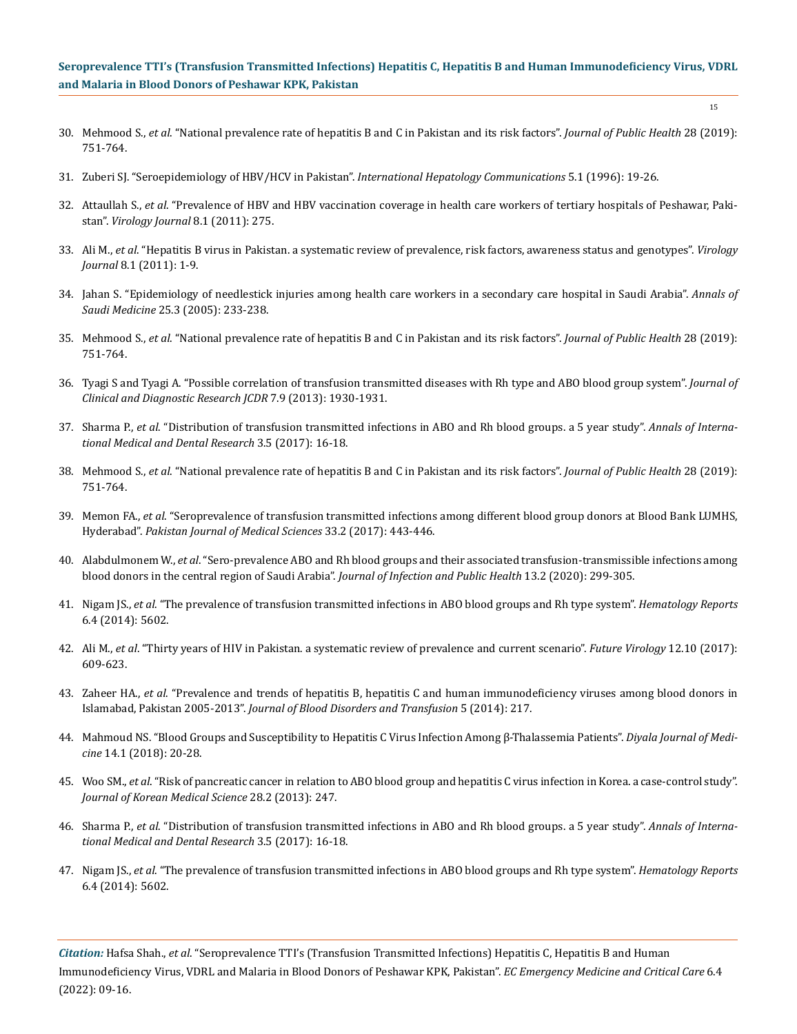30. Mehmood S., *et al*. "National prevalence rate of hepatitis B and C in Pakistan and its risk factors". *Journal of Public Health* 28 (2019): 751-764.

31. Zuberi SJ. "Seroepidemiology of HBV/HCV in Pakistan". *International Hepatology Communications* 5.1 (1996): 19-26.

32. Attaullah S., *et al*. "Prevalence of HBV and HBV vaccination coverage in health care workers of tertiary hospitals of Peshawar, Pakistan". *Virology Journal* 8.1 (2011): 275.

33. Ali M., *et al*. "Hepatitis B virus in Pakistan. a systematic review of prevalence, risk factors, awareness status and genotypes". *Virology Journal* 8.1 (2011): 1-9.

34. Jahan S. "Epidemiology of needlestick injuries among health care workers in a secondary care hospital in Saudi Arabia". *Annals of Saudi Medicine* 25.3 (2005): 233-238.

35. Mehmood S., *et al*. "National prevalence rate of hepatitis B and C in Pakistan and its risk factors". *Journal of Public Health* 28 (2019): 751-764.

36. Tyagi S and Tyagi A. "Possible correlation of transfusion transmitted diseases with Rh type and ABO blood group system". *Journal of Clinical and Diagnostic Research JCDR* 7.9 (2013): 1930-1931.

37. Sharma P., *et al*. "Distribution of transfusion transmitted infections in ABO and Rh blood groups. a 5 year study". *Annals of International Medical and Dental Research* 3.5 (2017): 16-18.

38. Mehmood S., *et al*. "National prevalence rate of hepatitis B and C in Pakistan and its risk factors". *Journal of Public Health* 28 (2019): 751-764.

39. Memon FA., *et al*. "Seroprevalence of transfusion transmitted infections among different blood group donors at Blood Bank LUMHS, Hyderabad". *Pakistan Journal of Medical Sciences* 33.2 (2017): 443-446.

40. Alabdulmonem W., *et al*. "Sero-prevalence ABO and Rh blood groups and their associated transfusion-transmissible infections among blood donors in the central region of Saudi Arabia". *Journal of Infection and Public Health* 13.2 (2020): 299-305.

41. Nigam JS., *et al*. "The prevalence of transfusion transmitted infections in ABO blood groups and Rh type system". *Hematology Reports* 6.4 (2014): 5602.

42. Ali M., *et al*. "Thirty years of HIV in Pakistan. a systematic review of prevalence and current scenario". *Future Virology* 12.10 (2017): 609-623.

43. Zaheer HA., *et al*. "Prevalence and trends of hepatitis B, hepatitis C and human immunodeficiency viruses among blood donors in Islamabad, Pakistan 2005-2013". *Journal of Blood Disorders and Transfusion* 5 (2014): 217.

44. Mahmoud NS. "Blood Groups and Susceptibility to Hepatitis C Virus Infection Among β-Thalassemia Patients". *Diyala Journal of Medicine* 14.1 (2018): 20-28.

45. Woo SM., *et al*. "Risk of pancreatic cancer in relation to ABO blood group and hepatitis C virus infection in Korea. a case-control study". *Journal of Korean Medical Science* 28.2 (2013): 247.

46. Sharma P., *et al*. "Distribution of transfusion transmitted infections in ABO and Rh blood groups. a 5 year study". *Annals of International Medical and Dental Research* 3.5 (2017): 16-18.

47. Nigam JS., *et al*. "The prevalence of transfusion transmitted infections in ABO blood groups and Rh type system". *Hematology Reports* 6.4 (2014): 5602.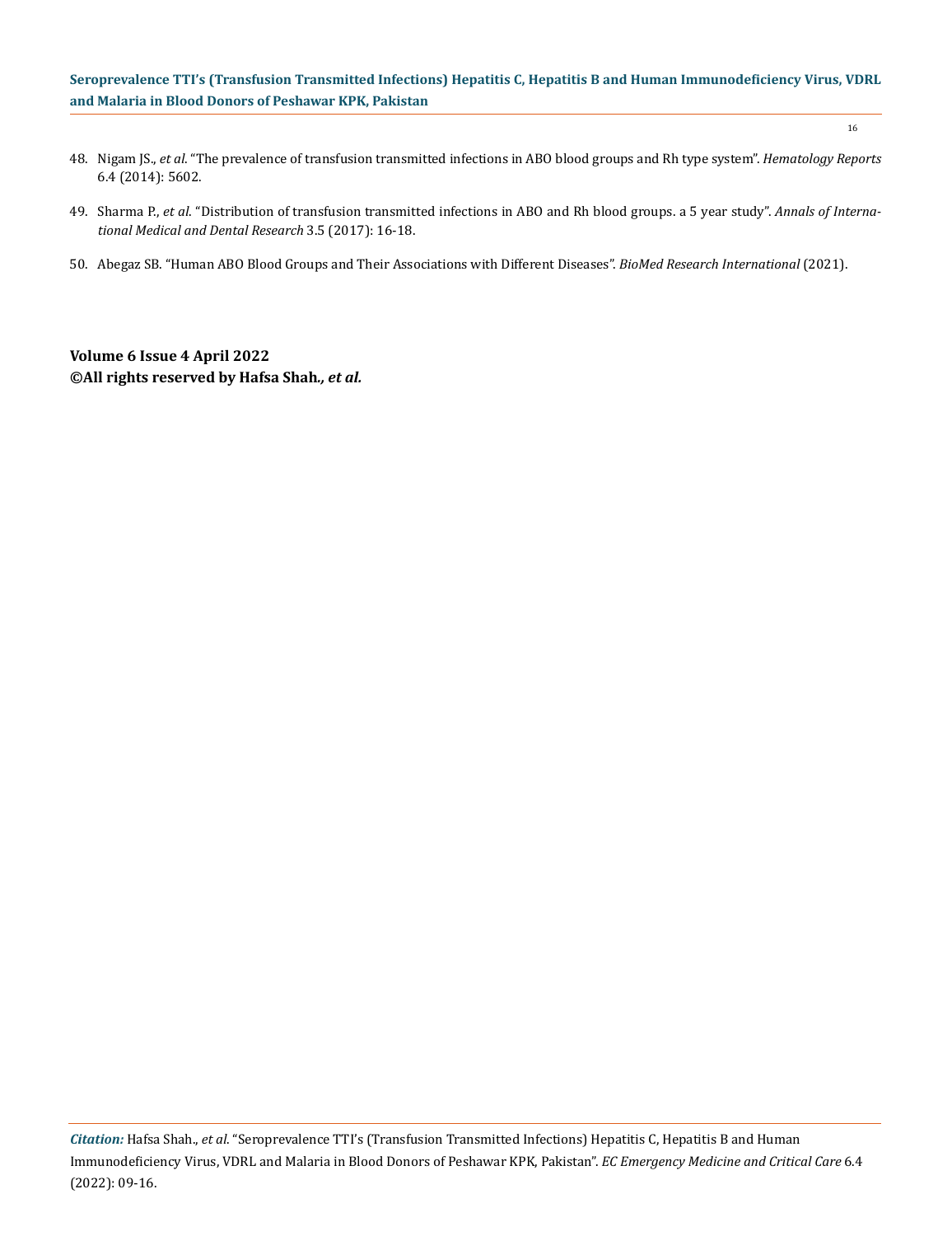48. Nigam JS., *et al*. "The prevalence of transfusion transmitted infections in ABO blood groups and Rh type system". *Hematology Reports* 6.4 (2014): 5602.

49. Sharma P., *et al*. "Distribution of transfusion transmitted infections in ABO and Rh blood groups. a 5 year study". *Annals of International Medical and Dental Research* 3.5 (2017): 16-18.

50. Abegaz SB. "Human ABO Blood Groups and Their Associations with Different Diseases". *BioMed Research International* (2021).

**Volume 6 Issue 4 April 2022**
**©All rights reserved by Hafsa Shah*., et al.***